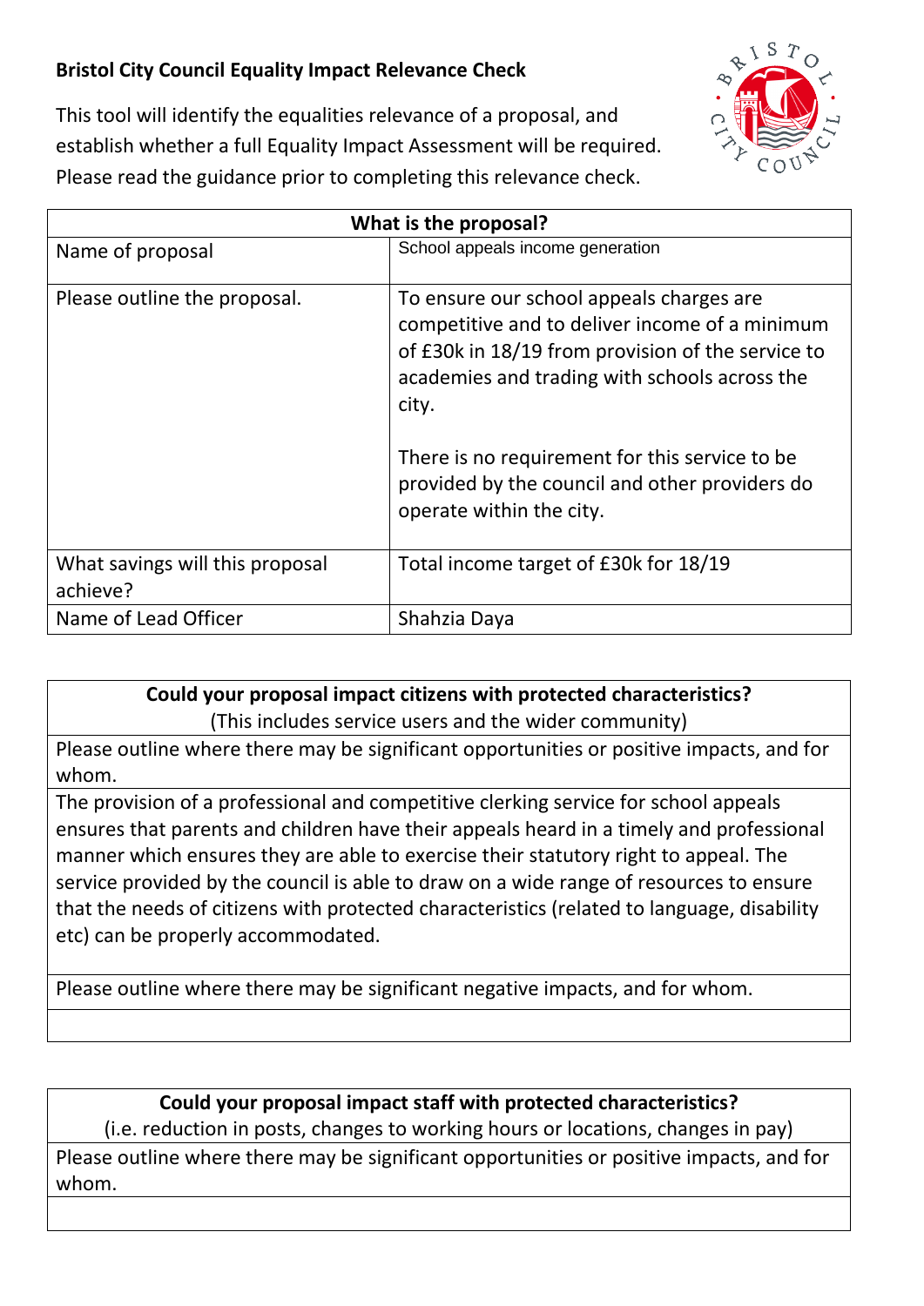## Bristol City Council Equality Impact Relevance Check

This tool will identify the equalities relevance of a proposal, and establish whether a full Equality Impact Assessment will be required. Please read the guidance prior to completing this relevance check.

| What is the proposal? | |
|---|---|
| Name of proposal | School appeals income generation |
| Please outline the proposal. | To ensure our school appeals charges are competitive and to deliver income of a minimum of £30k in 18/19 from provision of the service to academies and trading with schools across the city.<br><br>There is no requirement for this service to be provided by the council and other providers do operate within the city. |
| What savings will this proposal achieve? | Total income target of £30k for 18/19 |
| Name of Lead Officer | Shahzia Daya |

| **Could your proposal impact citizens with protected characteristics?** (This includes service users and the wider community) |
|---|
| Please outline where there may be significant opportunities or positive impacts, and for whom. |
| The provision of a professional and competitive clerking service for school appeals ensures that parents and children have their appeals heard in a timely and professional manner which ensures they are able to exercise their statutory right to appeal. The service provided by the council is able to draw on a wide range of resources to ensure that the needs of citizens with protected characteristics (related to language, disability etc) can be properly accommodated. |
| Please outline where there may be significant negative impacts, and for whom. |
| |

| **Could your proposal impact staff with protected characteristics?** (i.e. reduction in posts, changes to working hours or locations, changes in pay) |
|---|
| Please outline where there may be significant opportunities or positive impacts, and for whom. |
| |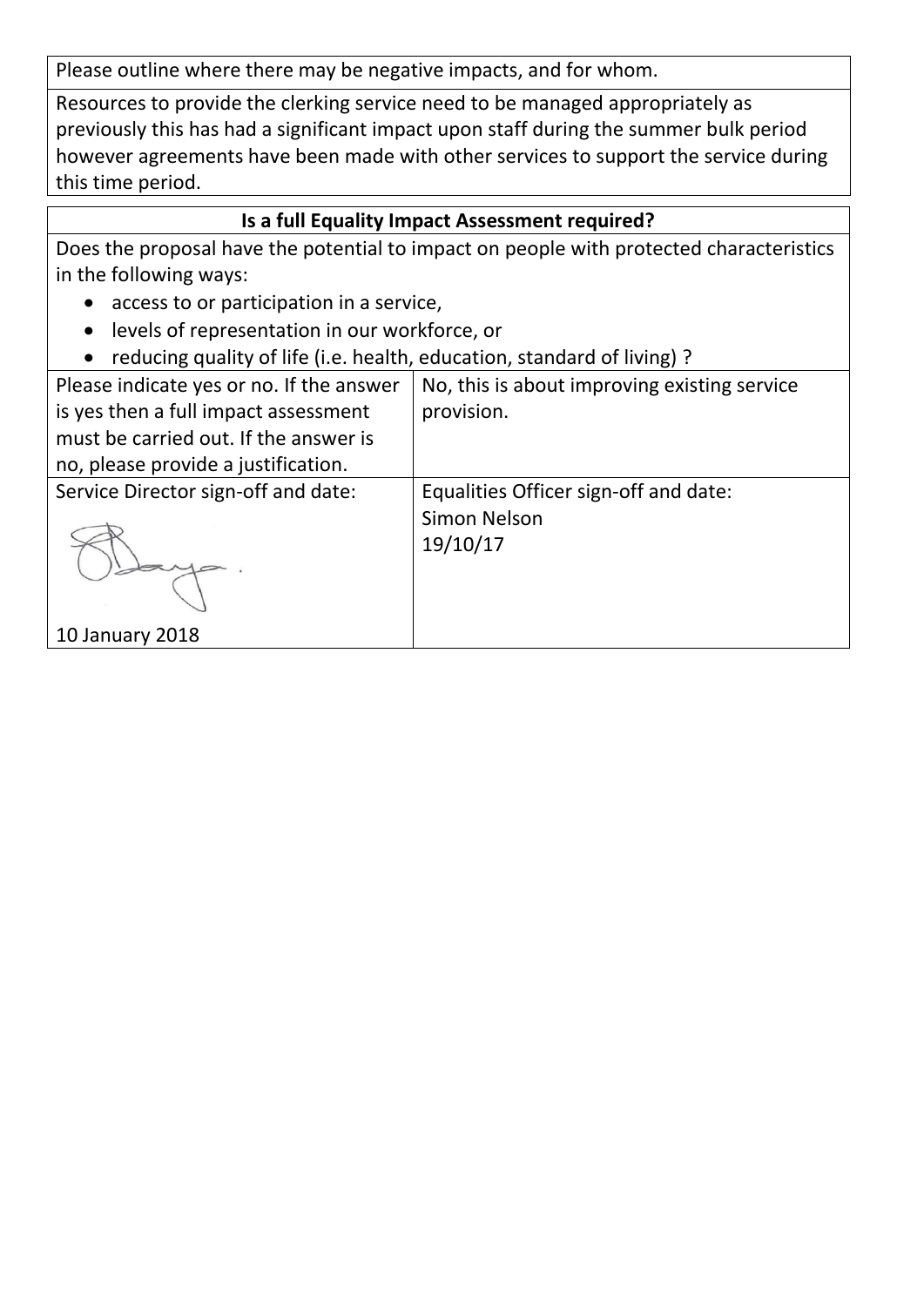| Please outline where there may be negative impacts, and for whom. |
| --- |
| Resources to provide the clerking service need to be managed appropriately as previously this has had a significant impact upon staff during the summer bulk period however agreements have been made with other services to support the service during this time period. |

| **Is a full Equality Impact Assessment required?** | |
| --- | --- |
| Does the proposal have the potential to impact on people with protected characteristics in the following ways:<br>• access to or participation in a service,<br>• levels of representation in our workforce, or<br>• reducing quality of life (i.e. health, education, standard of living) ? | |
| Please indicate yes or no. If the answer is yes then a full impact assessment must be carried out. If the answer is no, please provide a justification. | No, this is about improving existing service provision. |
| Service Director sign-off and date:<br><br>10 January 2018 | Equalities Officer sign-off and date:<br>Simon Nelson<br>19/10/17 |